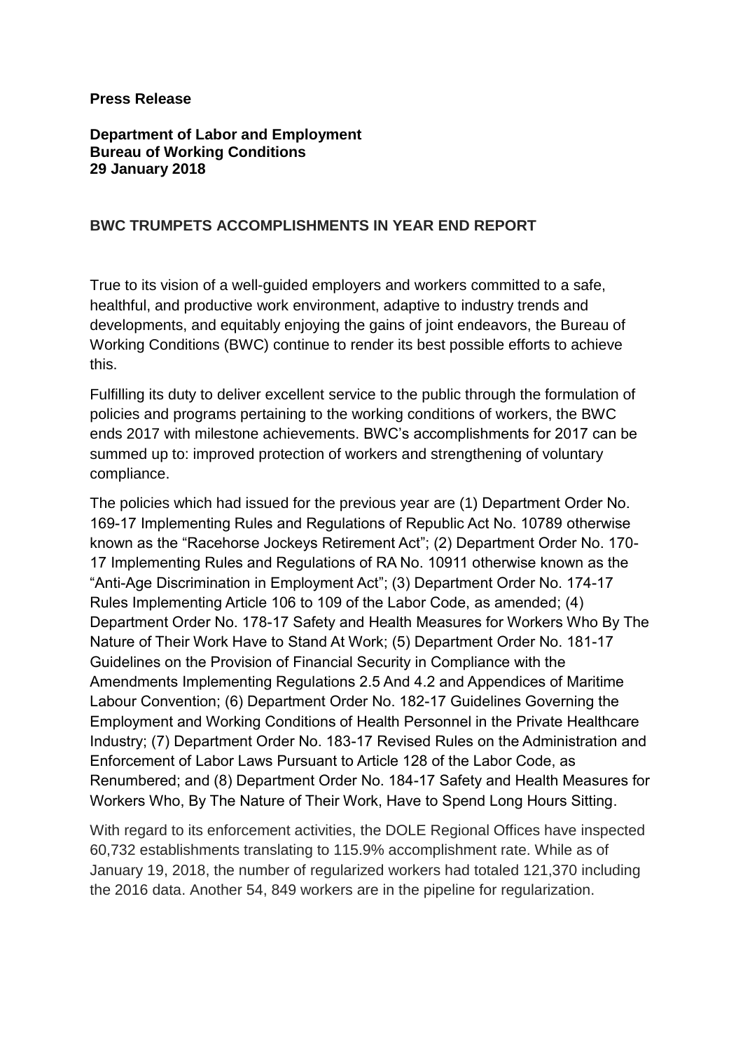**Press Release**

**Department of Labor and Employment**
**Bureau of Working Conditions**
**29 January 2018**

## BWC TRUMPETS ACCOMPLISHMENTS IN YEAR END REPORT

True to its vision of a well-guided employers and workers committed to a safe, healthful, and productive work environment, adaptive to industry trends and developments, and equitably enjoying the gains of joint endeavors, the Bureau of Working Conditions (BWC) continue to render its best possible efforts to achieve this.

Fulfilling its duty to deliver excellent service to the public through the formulation of policies and programs pertaining to the working conditions of workers, the BWC ends 2017 with milestone achievements. BWC's accomplishments for 2017 can be summed up to: improved protection of workers and strengthening of voluntary compliance.

The policies which had issued for the previous year are (1) Department Order No. 169-17 Implementing Rules and Regulations of Republic Act No. 10789 otherwise known as the "Racehorse Jockeys Retirement Act"; (2) Department Order No. 170-17 Implementing Rules and Regulations of RA No. 10911 otherwise known as the "Anti-Age Discrimination in Employment Act"; (3) Department Order No. 174-17 Rules Implementing Article 106 to 109 of the Labor Code, as amended; (4) Department Order No. 178-17 Safety and Health Measures for Workers Who By The Nature of Their Work Have to Stand At Work; (5) Department Order No. 181-17 Guidelines on the Provision of Financial Security in Compliance with the Amendments Implementing Regulations 2.5 And 4.2 and Appendices of Maritime Labour Convention; (6) Department Order No. 182-17 Guidelines Governing the Employment and Working Conditions of Health Personnel in the Private Healthcare Industry; (7) Department Order No. 183-17 Revised Rules on the Administration and Enforcement of Labor Laws Pursuant to Article 128 of the Labor Code, as Renumbered; and (8) Department Order No. 184-17 Safety and Health Measures for Workers Who, By The Nature of Their Work, Have to Spend Long Hours Sitting.

With regard to its enforcement activities, the DOLE Regional Offices have inspected 60,732 establishments translating to 115.9% accomplishment rate. While as of January 19, 2018, the number of regularized workers had totaled 121,370 including the 2016 data. Another 54, 849 workers are in the pipeline for regularization.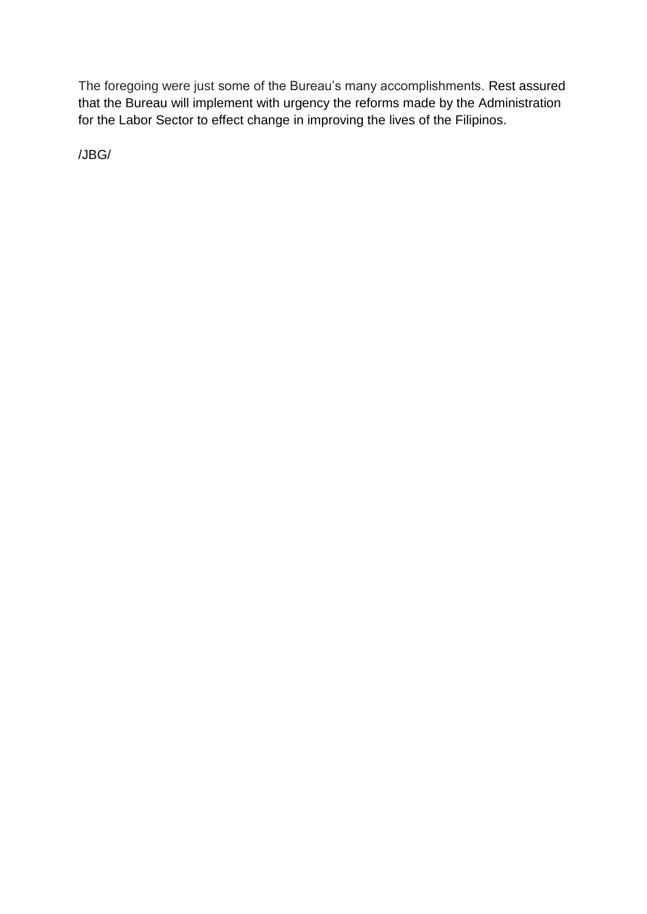The foregoing were just some of the Bureau's many accomplishments. Rest assured that the Bureau will implement with urgency the reforms made by the Administration for the Labor Sector to effect change in improving the lives of the Filipinos.

/JBG/